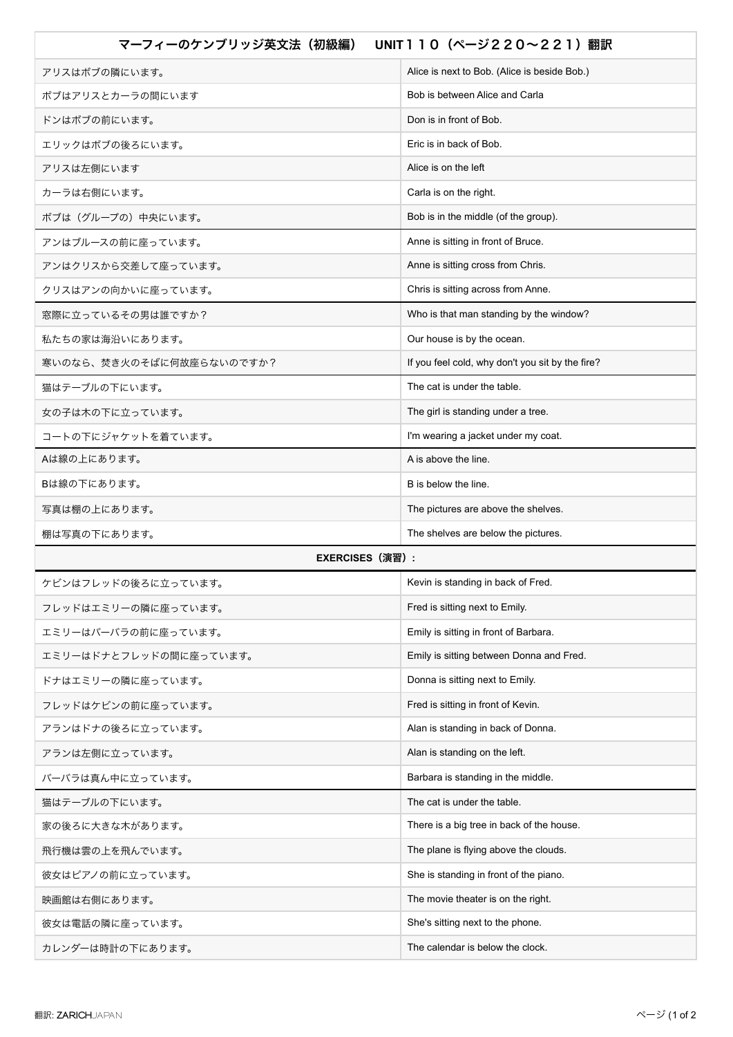| マーフィーのケンブリッジ英文法（初級編）　UNIT１１０（ページ２２０〜２２１）翻訳 | |
|---|---|
| アリスはボブの隣にいます。 | Alice is next to Bob. (Alice is beside Bob.) |
| ボブはアリスとカーラの間にいます | Bob is between Alice and Carla |
| ドンはボブの前にいます。 | Don is in front of Bob. |
| エリックはボブの後ろにいます。 | Eric is in back of Bob. |
| アリスは左側にいます | Alice is on the left |
| カーラは右側にいます。 | Carla is on the right. |
| ボブは（グループの）中央にいます。 | Bob is in the middle (of the group). |
| アンはブルースの前に座っています。 | Anne is sitting in front of Bruce. |
| アンはクリスから交差して座っています。 | Anne is sitting cross from Chris. |
| クリスはアンの向かいに座っています。 | Chris is sitting across from Anne. |
| 窓際に立っているその男は誰ですか？ | Who is that man standing by the window? |
| 私たちの家は海沿いにあります。 | Our house is by the ocean. |
| 寒いのなら、焚き火のそばに何故座らないのですか？ | If you feel cold, why don't you sit by the fire? |
| 猫はテーブルの下にいます。 | The cat is under the table. |
| 女の子は木の下に立っています。 | The girl is standing under a tree. |
| コートの下にジャケットを着ています。 | I'm wearing a jacket under my coat. |
| Aは線の上にあります。 | A is above the line. |
| Bは線の下にあります。 | B is below the line. |
| 写真は棚の上にあります。 | The pictures are above the shelves. |
| 棚は写真の下にあります。 | The shelves are below the pictures. |
| **EXERCISES（演習）:** | |
| ケビンはフレッドの後ろに立っています。 | Kevin is standing in back of Fred. |
| フレッドはエミリーの隣に座っています。 | Fred is sitting next to Emily. |
| エミリーはバーバラの前に座っています。 | Emily is sitting in front of Barbara. |
| エミリーはドナとフレッドの間に座っています。 | Emily is sitting between Donna and Fred. |
| ドナはエミリーの隣に座っています。 | Donna is sitting next to Emily. |
| フレッドはケビンの前に座っています。 | Fred is sitting in front of Kevin. |
| アランはドナの後ろに立っています。 | Alan is standing in back of Donna. |
| アランは左側に立っています。 | Alan is standing on the left. |
| バーバラは真ん中に立っています。 | Barbara is standing in the middle. |
| 猫はテーブルの下にいます。 | The cat is under the table. |
| 家の後ろに大きな木があります。 | There is a big tree in back of the house. |
| 飛行機は雲の上を飛んでいます。 | The plane is flying above the clouds. |
| 彼女はピアノの前に立っています。 | She is standing in front of the piano. |
| 映画館は右側にあります。 | The movie theater is on the right. |
| 彼女は電話の隣に座っています。 | She's sitting next to the phone. |
| カレンダーは時計の下にあります。 | The calendar is below the clock. |

翻訳: ZARICHJAPAN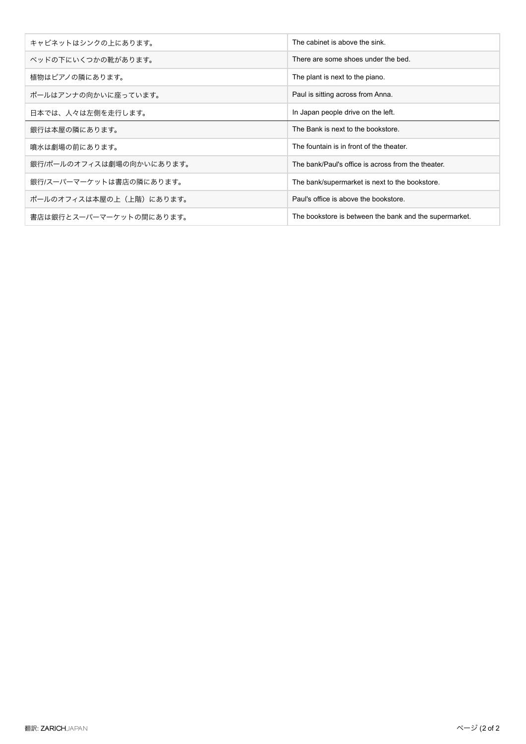| | |
|---|---|
| キャビネットはシンクの上にあります。 | The cabinet is above the sink. |
| ベッドの下にいくつかの靴があります。 | There are some shoes under the bed. |
| 植物はピアノの隣にあります。 | The plant is next to the piano. |
| ポールはアンナの向かいに座っています。 | Paul is sitting across from Anna. |
| 日本では、人々は左側を走行します。 | In Japan people drive on the left. |
| 銀行は本屋の隣にあります。 | The Bank is next to the bookstore. |
| 噴水は劇場の前にあります。 | The fountain is in front of the theater. |
| 銀行/ポールのオフィスは劇場の向かいにあります。 | The bank/Paul's office is across from the theater. |
| 銀行/スーパーマーケットは書店の隣にあります。 | The bank/supermarket is next to the bookstore. |
| ポールのオフィスは本屋の上（上階）にあります。 | Paul's office is above the bookstore. |
| 書店は銀行とスーパーマーケットの間にあります。 | The bookstore is between the bank and the supermarket. |

翻訳: ZARICHJAPAN